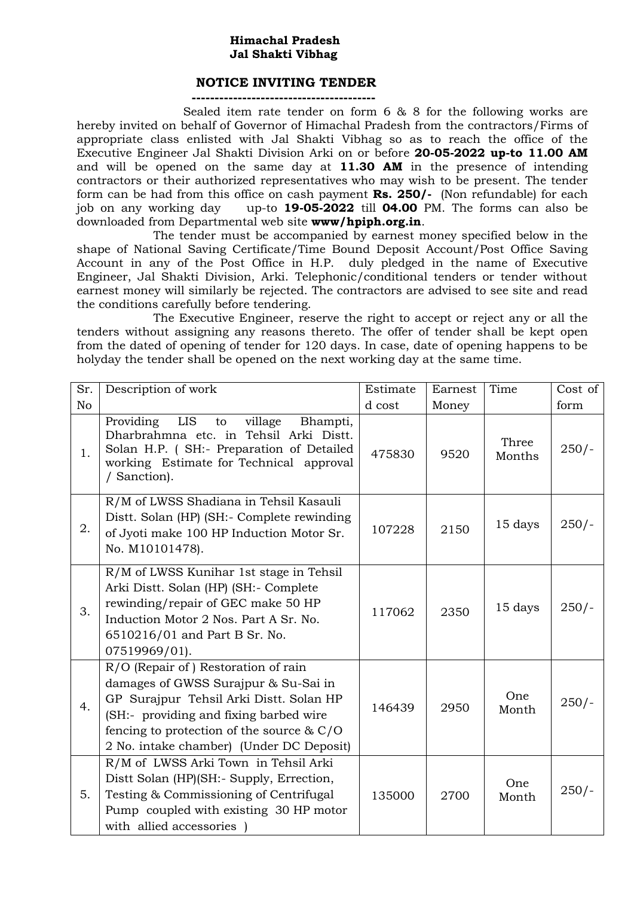**Himachal Pradesh**
**Jal Shakti Vibhag**

## NOTICE INVITING TENDER

Sealed item rate tender on form 6 & 8 for the following works are hereby invited on behalf of Governor of Himachal Pradesh from the contractors/Firms of appropriate class enlisted with Jal Shakti Vibhag so as to reach the office of the Executive Engineer Jal Shakti Division Arki on or before **20-05-2022 up-to 11.00 AM** and will be opened on the same day at **11.30 AM** in the presence of intending contractors or their authorized representatives who may wish to be present. The tender form can be had from this office on cash payment **Rs. 250/-** (Non refundable) for each job on any working day up-to **19-05-2022** till **04.00** PM. The forms can also be downloaded from Departmental web site **www/hpiph.org.in**.

The tender must be accompanied by earnest money specified below in the shape of National Saving Certificate/Time Bound Deposit Account/Post Office Saving Account in any of the Post Office in H.P. duly pledged in the name of Executive Engineer, Jal Shakti Division, Arki. Telephonic/conditional tenders or tender without earnest money will similarly be rejected. The contractors are advised to see site and read the conditions carefully before tendering.

The Executive Engineer, reserve the right to accept or reject any or all the tenders without assigning any reasons thereto. The offer of tender shall be kept open from the dated of opening of tender for 120 days. In case, date of opening happens to be holyday the tender shall be opened on the next working day at the same time.

| Sr. No | Description of work | Estimated cost | Earnest Money | Time | Cost of form |
|---|---|---|---|---|---|
| 1. | Providing LIS to village Bhampti, Dharbrahmna etc. in Tehsil Arki Distt. Solan H.P. ( SH:- Preparation of Detailed working Estimate for Technical approval / Sanction). | 475830 | 9520 | Three Months | 250/- |
| 2. | R/M of LWSS Shadiana in Tehsil Kasauli Distt. Solan (HP) (SH:- Complete rewinding of Jyoti make 100 HP Induction Motor Sr. No. M10101478). | 107228 | 2150 | 15 days | 250/- |
| 3. | R/M of LWSS Kunihar 1st stage in Tehsil Arki Distt. Solan (HP) (SH:- Complete rewinding/repair of GEC make 50 HP Induction Motor 2 Nos. Part A Sr. No. 6510216/01 and Part B Sr. No. 07519969/01). | 117062 | 2350 | 15 days | 250/- |
| 4. | R/O (Repair of ) Restoration of rain damages of GWSS Surajpur & Su-Sai in GP Surajpur Tehsil Arki Distt. Solan HP (SH:- providing and fixing barbed wire fencing to protection of the source & C/O 2 No. intake chamber) (Under DC Deposit) | 146439 | 2950 | One Month | 250/- |
| 5. | R/M of LWSS Arki Town in Tehsil Arki Distt Solan (HP)(SH:- Supply, Errection, Testing & Commissioning of Centrifugal Pump coupled with existing 30 HP motor with allied accessories ) | 135000 | 2700 | One Month | 250/- |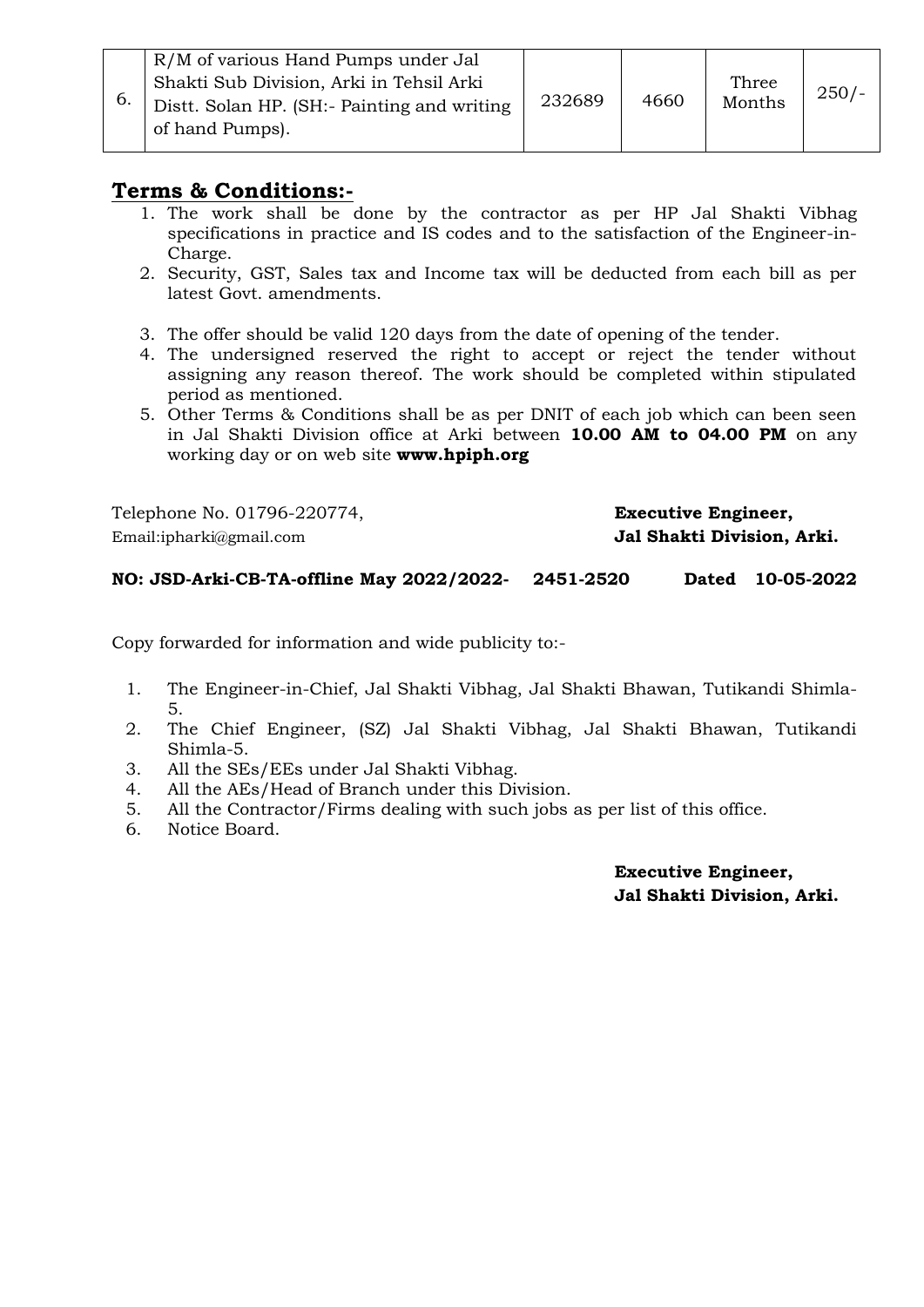| | | | | | |
|---|---|---|---|---|---|
| 6. | R/M of various Hand Pumps under Jal Shakti Sub Division, Arki in Tehsil Arki Distt. Solan HP. (SH:- Painting and writing of hand Pumps). | 232689 | 4660 | Three Months | 250/- |

## Terms & Conditions:-

1. The work shall be done by the contractor as per HP Jal Shakti Vibhag specifications in practice and IS codes and to the satisfaction of the Engineer-in-Charge.
2. Security, GST, Sales tax and Income tax will be deducted from each bill as per latest Govt. amendments.
3. The offer should be valid 120 days from the date of opening of the tender.
4. The undersigned reserved the right to accept or reject the tender without assigning any reason thereof. The work should be completed within stipulated period as mentioned.
5. Other Terms & Conditions shall be as per DNIT of each job which can been seen in Jal Shakti Division office at Arki between **10.00 AM to 04.00 PM** on any working day or on web site **www.hpiph.org**

Telephone No. 01796-220774,
Email:ipharki@gmail.com

**Executive Engineer,**
**Jal Shakti Division, Arki.**

**NO: JSD-Arki-CB-TA-offline May 2022/2022- 2451-2520 Dated 10-05-2022**

Copy forwarded for information and wide publicity to:-

1. The Engineer-in-Chief, Jal Shakti Vibhag, Jal Shakti Bhawan, Tutikandi Shimla-5.
2. The Chief Engineer, (SZ) Jal Shakti Vibhag, Jal Shakti Bhawan, Tutikandi Shimla-5.
3. All the SEs/EEs under Jal Shakti Vibhag.
4. All the AEs/Head of Branch under this Division.
5. All the Contractor/Firms dealing with such jobs as per list of this office.
6. Notice Board.

**Executive Engineer,**
**Jal Shakti Division, Arki.**